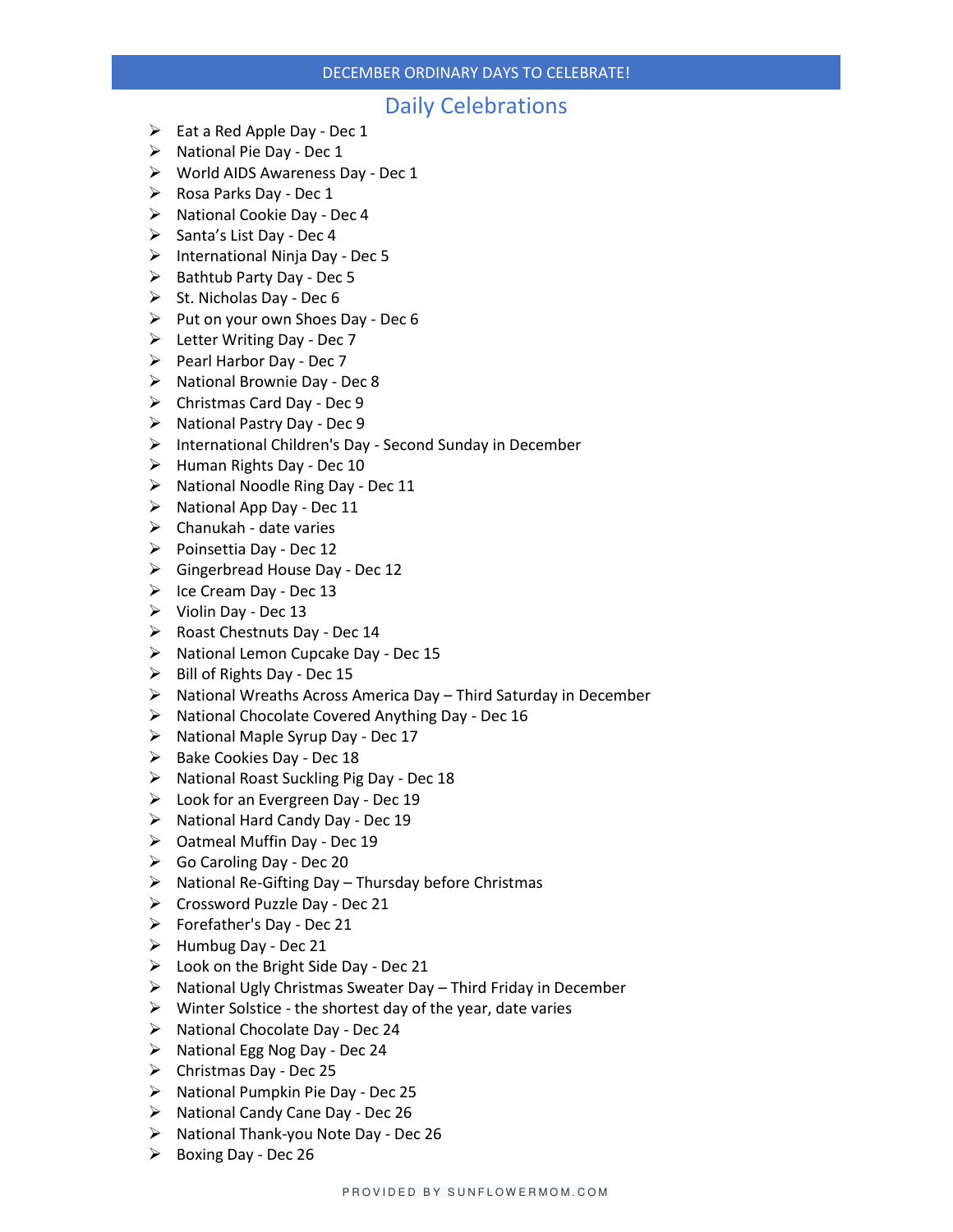# DECEMBER ORDINARY DAYS TO CELEBRATE!

## Daily Celebrations

- Eat a Red Apple Day - Dec 1
- National Pie Day - Dec 1
- World AIDS Awareness Day - Dec 1
- Rosa Parks Day - Dec 1
- National Cookie Day - Dec 4
- Santa's List Day - Dec 4
- International Ninja Day - Dec 5
- Bathtub Party Day - Dec 5
- St. Nicholas Day - Dec 6
- Put on your own Shoes Day - Dec 6
- Letter Writing Day - Dec 7
- Pearl Harbor Day - Dec 7
- National Brownie Day - Dec 8
- Christmas Card Day - Dec 9
- National Pastry Day - Dec 9
- International Children's Day - Second Sunday in December
- Human Rights Day - Dec 10
- National Noodle Ring Day - Dec 11
- National App Day - Dec 11
- Chanukah - date varies
- Poinsettia Day - Dec 12
- Gingerbread House Day - Dec 12
- Ice Cream Day - Dec 13
- Violin Day - Dec 13
- Roast Chestnuts Day - Dec 14
- National Lemon Cupcake Day - Dec 15
- Bill of Rights Day - Dec 15
- National Wreaths Across America Day – Third Saturday in December
- National Chocolate Covered Anything Day - Dec 16
- National Maple Syrup Day - Dec 17
- Bake Cookies Day - Dec 18
- National Roast Suckling Pig Day - Dec 18
- Look for an Evergreen Day - Dec 19
- National Hard Candy Day - Dec 19
- Oatmeal Muffin Day - Dec 19
- Go Caroling Day - Dec 20
- National Re-Gifting Day – Thursday before Christmas
- Crossword Puzzle Day - Dec 21
- Forefather's Day - Dec 21
- Humbug Day - Dec 21
- Look on the Bright Side Day - Dec 21
- National Ugly Christmas Sweater Day – Third Friday in December
- Winter Solstice - the shortest day of the year, date varies
- National Chocolate Day - Dec 24
- National Egg Nog Day - Dec 24
- Christmas Day - Dec 25
- National Pumpkin Pie Day - Dec 25
- National Candy Cane Day - Dec 26
- National Thank-you Note Day - Dec 26
- Boxing Day - Dec 26

PROVIDED BY SUNFLOWERMOM.COM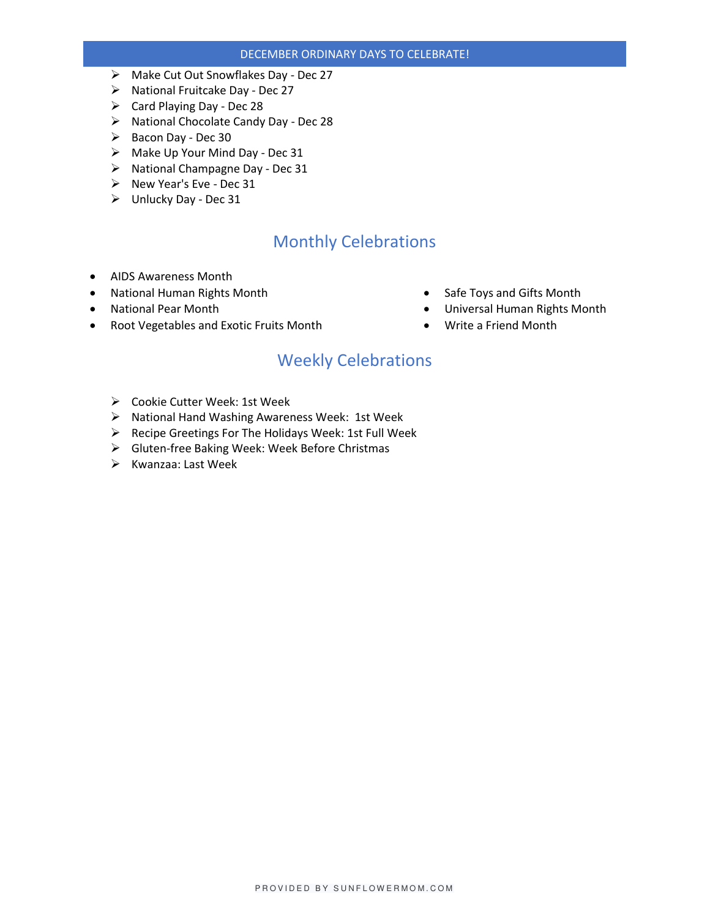## DECEMBER ORDINARY DAYS TO CELEBRATE!

- Make Cut Out Snowflakes Day - Dec 27
- National Fruitcake Day - Dec 27
- Card Playing Day - Dec 28
- National Chocolate Candy Day - Dec 28
- Bacon Day - Dec 30
- Make Up Your Mind Day - Dec 31
- National Champagne Day - Dec 31
- New Year's Eve - Dec 31
- Unlucky Day - Dec 31

## Monthly Celebrations

- AIDS Awareness Month
- National Human Rights Month
- National Pear Month
- Root Vegetables and Exotic Fruits Month
- Safe Toys and Gifts Month
- Universal Human Rights Month
- Write a Friend Month

## Weekly Celebrations

- Cookie Cutter Week: 1st Week
- National Hand Washing Awareness Week: 1st Week
- Recipe Greetings For The Holidays Week: 1st Full Week
- Gluten-free Baking Week: Week Before Christmas
- Kwanzaa: Last Week

PROVIDED BY SUNFLOWERMOM.COM